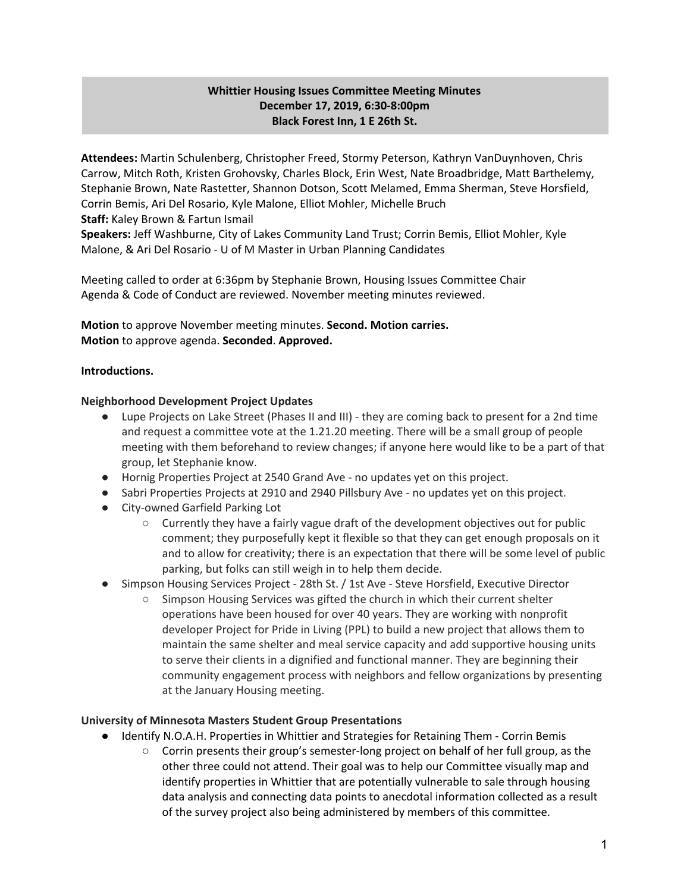**Whittier Housing Issues Committee Meeting Minutes**
**December 17, 2019, 6:30-8:00pm**
**Black Forest Inn, 1 E 26th St.**

**Attendees:** Martin Schulenberg, Christopher Freed, Stormy Peterson, Kathryn VanDuynhoven, Chris Carrow, Mitch Roth, Kristen Grohovsky, Charles Block, Erin West, Nate Broadbridge, Matt Barthelemy, Stephanie Brown, Nate Rastetter, Shannon Dotson, Scott Melamed, Emma Sherman, Steve Horsfield, Corrin Bemis, Ari Del Rosario, Kyle Malone, Elliot Mohler, Michelle Bruch
**Staff:** Kaley Brown & Fartun Ismail
**Speakers:** Jeff Washburne, City of Lakes Community Land Trust; Corrin Bemis, Elliot Mohler, Kyle Malone, & Ari Del Rosario - U of M Master in Urban Planning Candidates

Meeting called to order at 6:36pm by Stephanie Brown, Housing Issues Committee Chair
Agenda & Code of Conduct are reviewed. November meeting minutes reviewed.

**Motion** to approve November meeting minutes. **Second. Motion carries.**
**Motion** to approve agenda. **Seconded**. **Approved.**

**Introductions.**

**Neighborhood Development Project Updates**

- Lupe Projects on Lake Street (Phases II and III) - they are coming back to present for a 2nd time and request a committee vote at the 1.21.20 meeting. There will be a small group of people meeting with them beforehand to review changes; if anyone here would like to be a part of that group, let Stephanie know.
- Hornig Properties Project at 2540 Grand Ave - no updates yet on this project.
- Sabri Properties Projects at 2910 and 2940 Pillsbury Ave - no updates yet on this project.
- City-owned Garfield Parking Lot
  - Currently they have a fairly vague draft of the development objectives out for public comment; they purposefully kept it flexible so that they can get enough proposals on it and to allow for creativity; there is an expectation that there will be some level of public parking, but folks can still weigh in to help them decide.
- Simpson Housing Services Project - 28th St. / 1st Ave - Steve Horsfield, Executive Director
  - Simpson Housing Services was gifted the church in which their current shelter operations have been housed for over 40 years. They are working with nonprofit developer Project for Pride in Living (PPL) to build a new project that allows them to maintain the same shelter and meal service capacity and add supportive housing units to serve their clients in a dignified and functional manner. They are beginning their community engagement process with neighbors and fellow organizations by presenting at the January Housing meeting.

**University of Minnesota Masters Student Group Presentations**

- Identify N.O.A.H. Properties in Whittier and Strategies for Retaining Them - Corrin Bemis
  - Corrin presents their group's semester-long project on behalf of her full group, as the other three could not attend. Their goal was to help our Committee visually map and identify properties in Whittier that are potentially vulnerable to sale through housing data analysis and connecting data points to anecdotal information collected as a result of the survey project also being administered by members of this committee.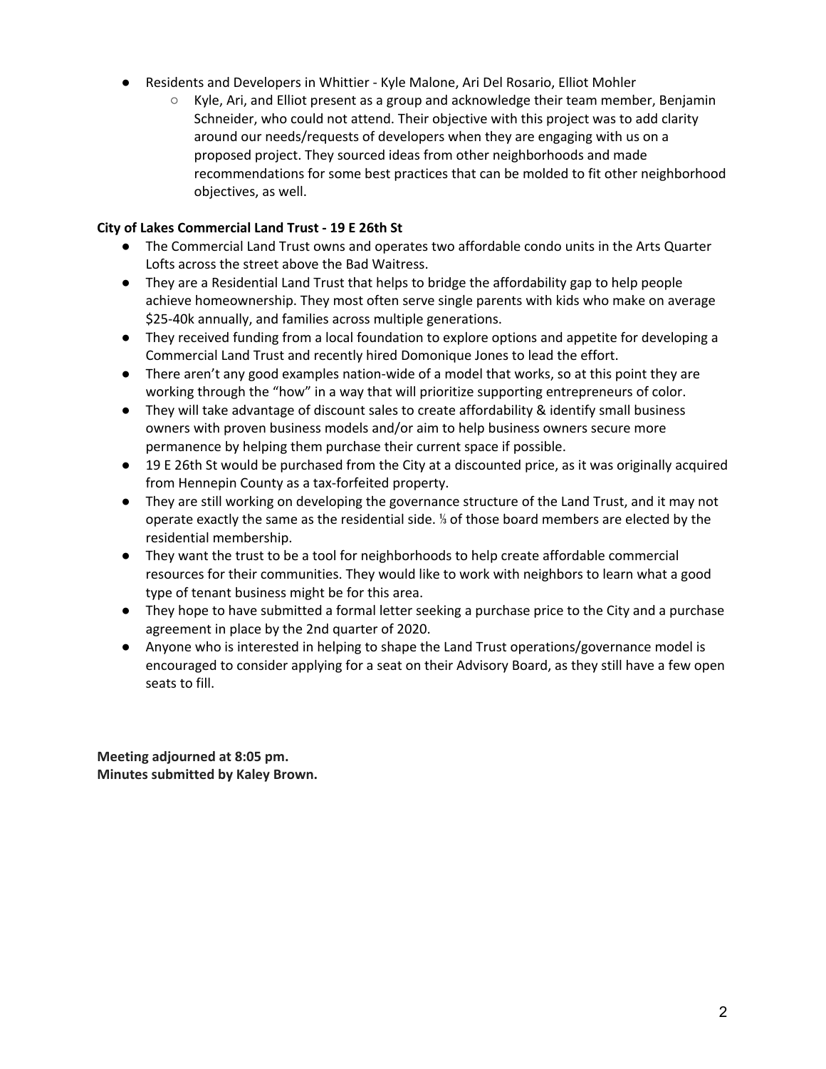- Residents and Developers in Whittier - Kyle Malone, Ari Del Rosario, Elliot Mohler
  - Kyle, Ari, and Elliot present as a group and acknowledge their team member, Benjamin Schneider, who could not attend. Their objective with this project was to add clarity around our needs/requests of developers when they are engaging with us on a proposed project. They sourced ideas from other neighborhoods and made recommendations for some best practices that can be molded to fit other neighborhood objectives, as well.

**City of Lakes Commercial Land Trust - 19 E 26th St**

- The Commercial Land Trust owns and operates two affordable condo units in the Arts Quarter Lofts across the street above the Bad Waitress.
- They are a Residential Land Trust that helps to bridge the affordability gap to help people achieve homeownership. They most often serve single parents with kids who make on average $25-40k annually, and families across multiple generations.
- They received funding from a local foundation to explore options and appetite for developing a Commercial Land Trust and recently hired Domonique Jones to lead the effort.
- There aren't any good examples nation-wide of a model that works, so at this point they are working through the "how" in a way that will prioritize supporting entrepreneurs of color.
- They will take advantage of discount sales to create affordability & identify small business owners with proven business models and/or aim to help business owners secure more permanence by helping them purchase their current space if possible.
- 19 E 26th St would be purchased from the City at a discounted price, as it was originally acquired from Hennepin County as a tax-forfeited property.
- They are still working on developing the governance structure of the Land Trust, and it may not operate exactly the same as the residential side. ⅓ of those board members are elected by the residential membership.
- They want the trust to be a tool for neighborhoods to help create affordable commercial resources for their communities. They would like to work with neighbors to learn what a good type of tenant business might be for this area.
- They hope to have submitted a formal letter seeking a purchase price to the City and a purchase agreement in place by the 2nd quarter of 2020.
- Anyone who is interested in helping to shape the Land Trust operations/governance model is encouraged to consider applying for a seat on their Advisory Board, as they still have a few open seats to fill.

**Meeting adjourned at 8:05 pm.**
**Minutes submitted by Kaley Brown.**